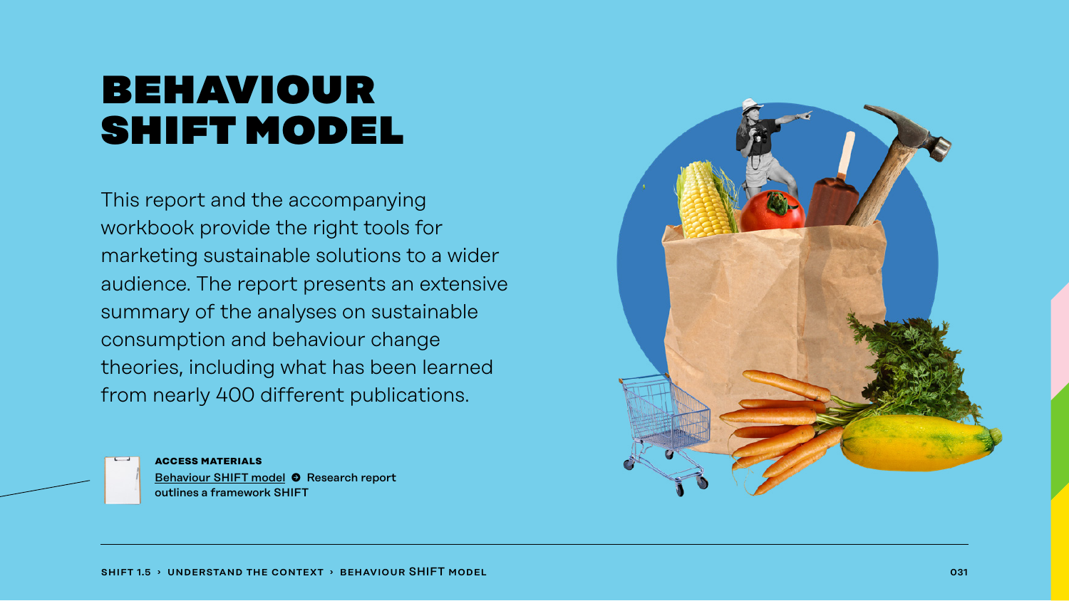# BEHAVIOUR SHIFT MODEL

This report and the accompanying workbook provide the right tools for marketing sustainable solutions to a wider audience. The report presents an extensive summary of the analyses on sustainable consumption and behaviour change theories, including what has been learned from nearly 400 different publications.

**ACCESS MATERIALS**

Behaviour SHIFT model ➔ Research report outlines a framework SHIFT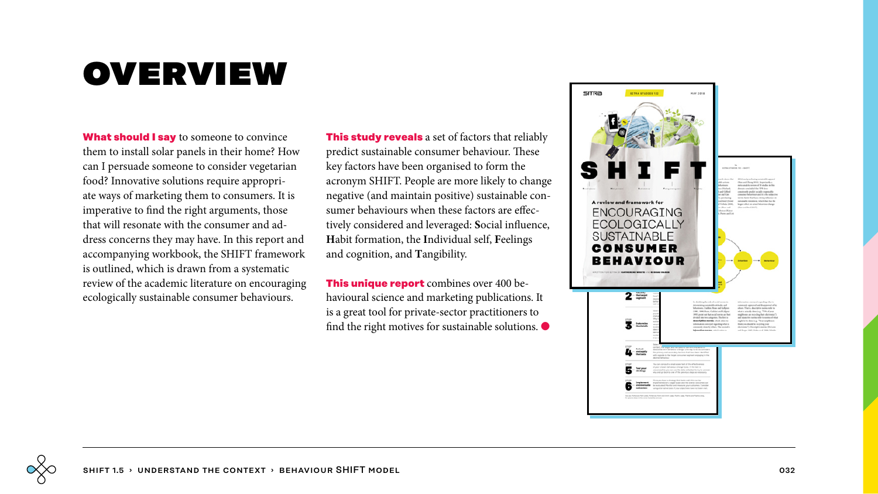# OVERVIEW

**What should I say** to someone to convince them to install solar panels in their home? How can I persuade someone to consider vegetarian food? Innovative solutions require appropriate ways of marketing them to consumers. It is imperative to find the right arguments, those that will resonate with the consumer and address concerns they may have. In this report and accompanying workbook, the SHIFT framework is outlined, which is drawn from a systematic review of the academic literature on encouraging ecologically sustainable consumer behaviours.

**This study reveals** a set of factors that reliably predict sustainable consumer behaviour. These key factors have been organised to form the acronym SHIFT. People are more likely to change negative (and maintain positive) sustainable consumer behaviours when these factors are effectively considered and leveraged: **S**ocial influence, **H**abit formation, the **I**ndividual self, **F**eelings and cognition, and **T**angibility.

**This unique report** combines over 400 behavioural science and marketing publications. It is a great tool for private-sector practitioners to find the right motives for sustainable solutions.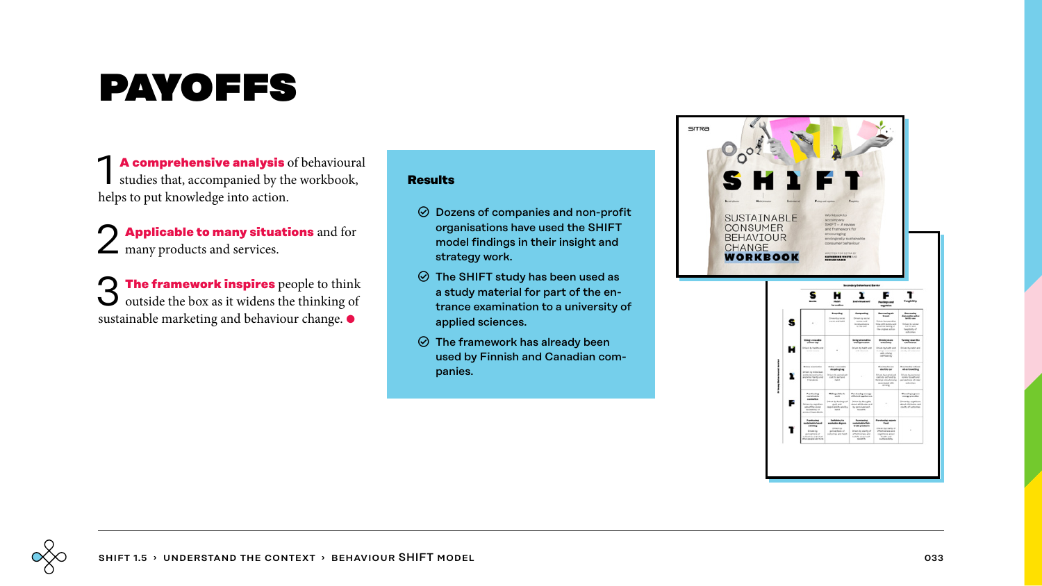# PAYOFFS

1 **A comprehensive analysis** of behavioural studies that, accompanied by the workbook, helps to put knowledge into action.

2 **Applicable to many situations** and for many products and services.

3 **The framework inspires** people to think outside the box as it widens the thinking of sustainable marketing and behaviour change.

**Results**

- Dozens of companies and non-profit organisations have used the SHIFT model findings in their insight and strategy work.
- The SHIFT study has been used as a study material for part of the entrance examination to a university of applied sciences.
- The framework has already been used by Finnish and Canadian companies.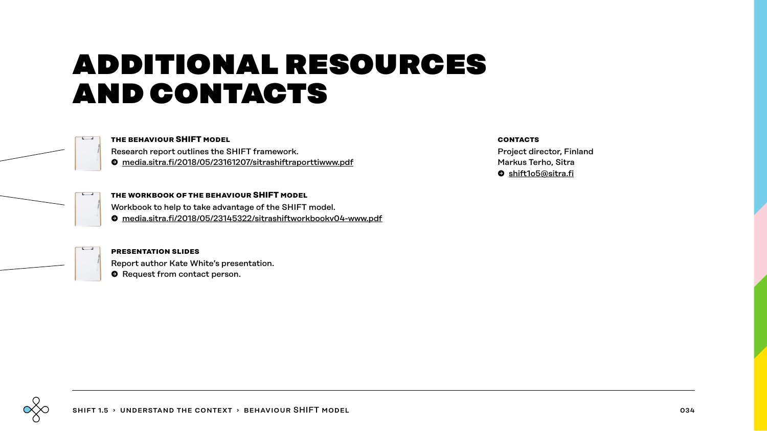# ADDITIONAL RESOURCES AND CONTACTS

### THE BEHAVIOUR SHIFT MODEL

Research report outlines the SHIFT framework.

- media.sitra.fi/2018/05/23161207/sitrashiftraporttiwww.pdf

### THE WORKBOOK OF THE BEHAVIOUR SHIFT MODEL

Workbook to help to take advantage of the SHIFT model.

- media.sitra.fi/2018/05/23145322/sitrashiftworkbookv04-www.pdf

### PRESENTATION SLIDES

Report author Kate White's presentation.

- Request from contact person.

### CONTACTS

Project director, Finland
Markus Terho, Sitra

- shift1o5@sitra.fi